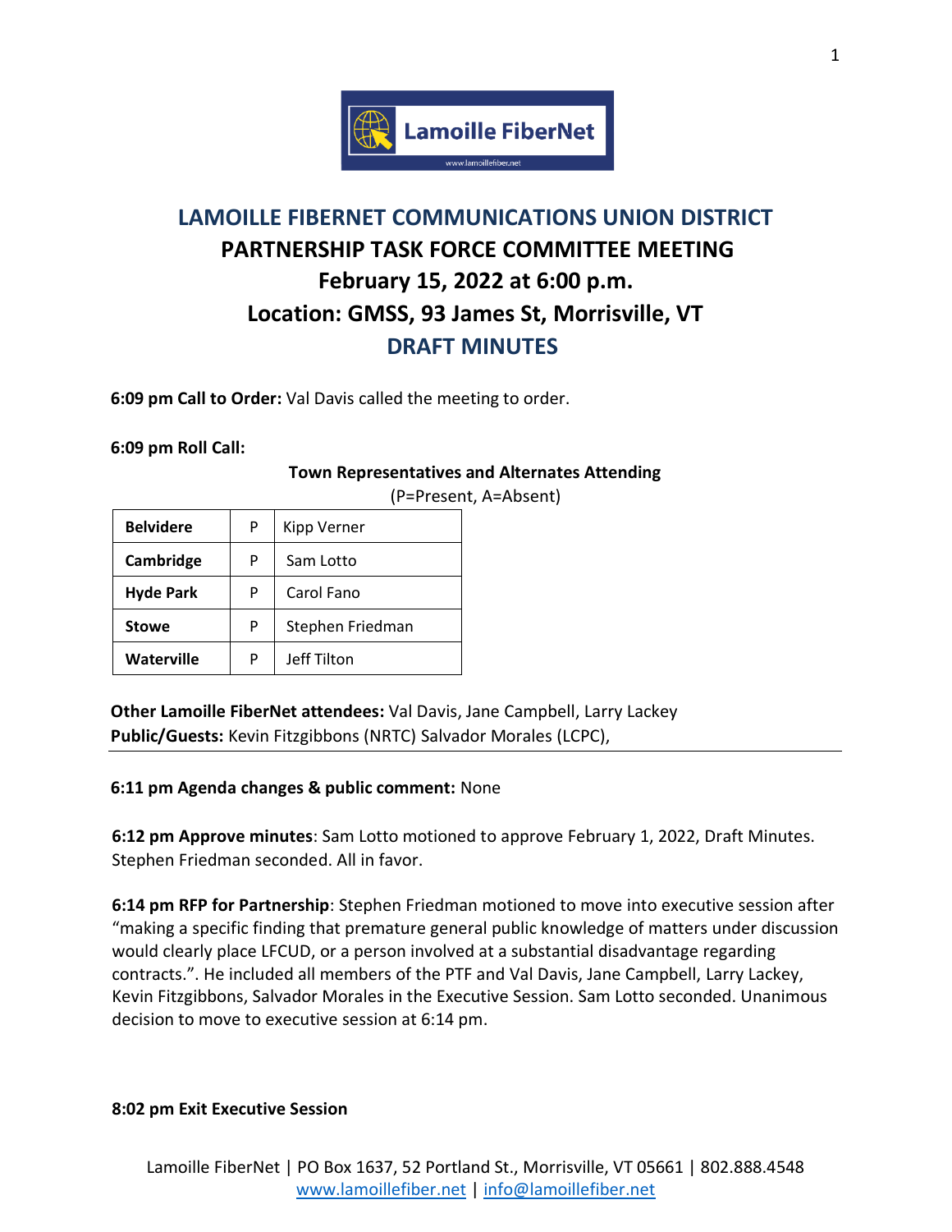# LAMOILLE FIBERNET COMMUNICATIONS UNION DISTRICT
## PARTNERSHIP TASK FORCE COMMITTEE MEETING
## February 15, 2022 at 6:00 p.m.
## Location: GMSS, 93 James St, Morrisville, VT
## DRAFT MINUTES

**6:09 pm Call to Order:** Val Davis called the meeting to order.

**6:09 pm Roll Call:**

**Town Representatives and Alternates Attending**
(P=Present, A=Absent)

| | | |
|---|---|---|
| **Belvidere** | P | Kipp Verner |
| **Cambridge** | P | Sam Lotto |
| **Hyde Park** | P | Carol Fano |
| **Stowe** | P | Stephen Friedman |
| **Waterville** | P | Jeff Tilton |

**Other Lamoille FiberNet attendees:** Val Davis, Jane Campbell, Larry Lackey
**Public/Guests:** Kevin Fitzgibbons (NRTC) Salvador Morales (LCPC),

---

**6:11 pm Agenda changes & public comment:** None

**6:12 pm Approve minutes**: Sam Lotto motioned to approve February 1, 2022, Draft Minutes. Stephen Friedman seconded. All in favor.

**6:14 pm RFP for Partnership**: Stephen Friedman motioned to move into executive session after "making a specific finding that premature general public knowledge of matters under discussion would clearly place LFCUD, or a person involved at a substantial disadvantage regarding contracts.". He included all members of the PTF and Val Davis, Jane Campbell, Larry Lackey, Kevin Fitzgibbons, Salvador Morales in the Executive Session. Sam Lotto seconded. Unanimous decision to move to executive session at 6:14 pm.

**8:02 pm Exit Executive Session**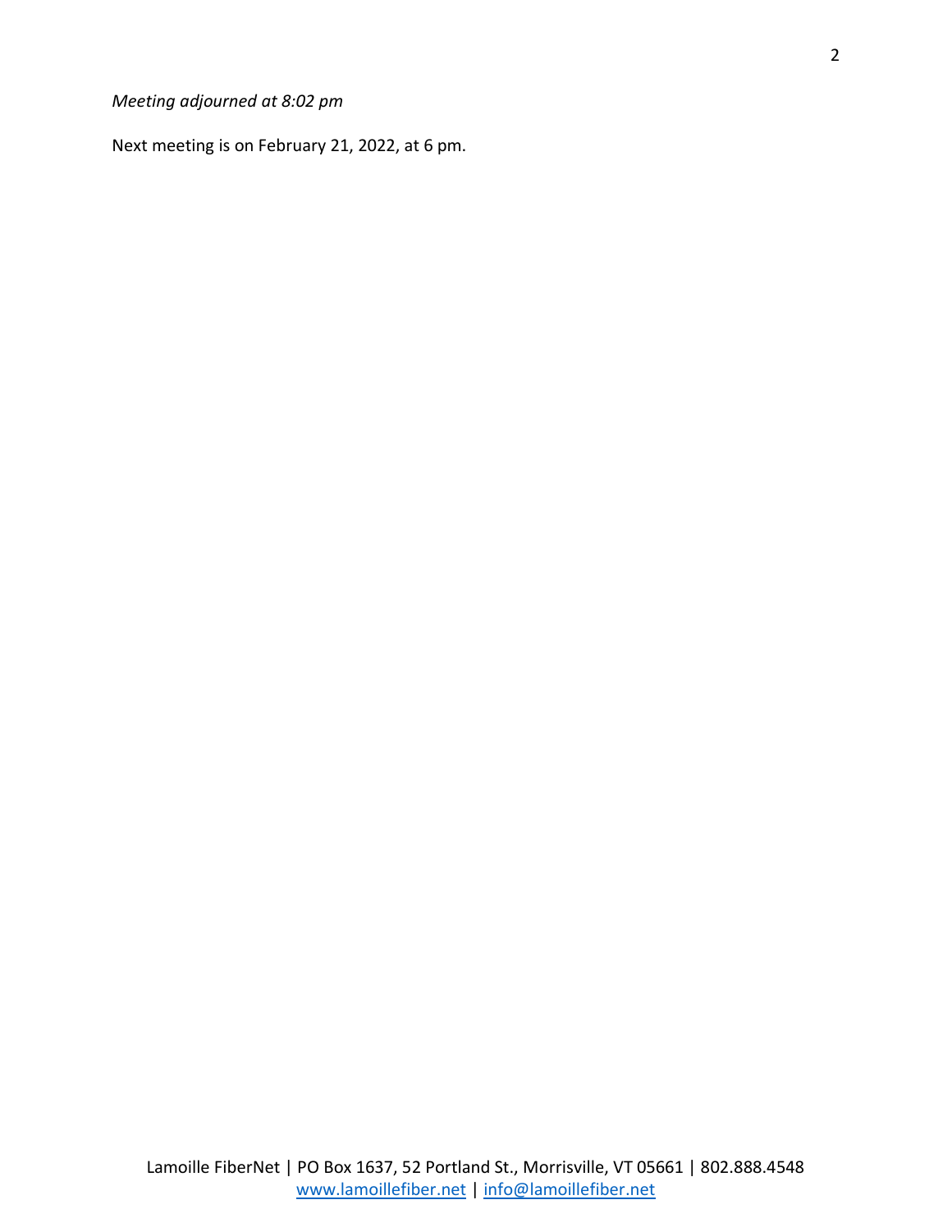*Meeting adjourned at 8:02 pm*

Next meeting is on February 21, 2022, at 6 pm.